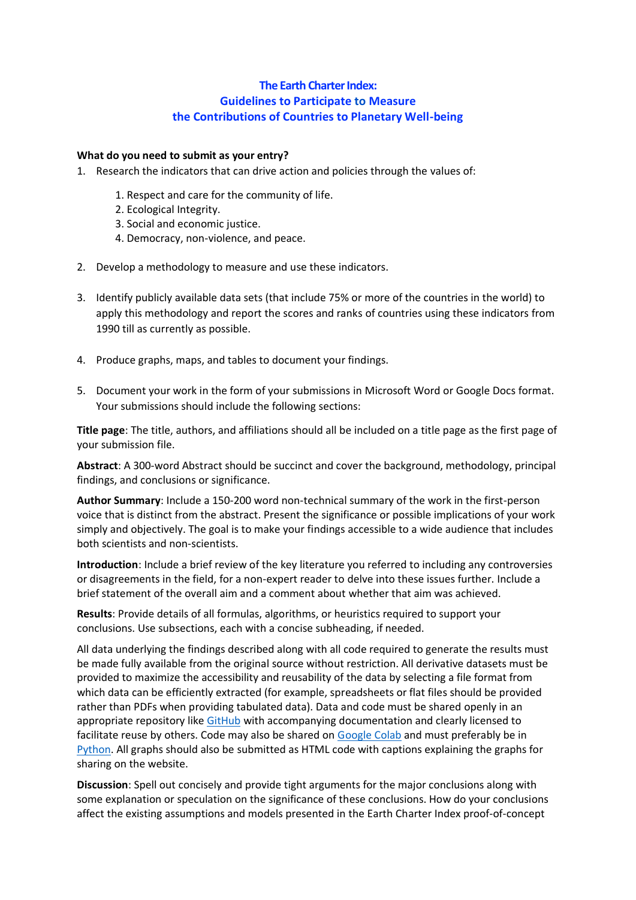# The Earth Charter Index: Guidelines to Participate to Measure the Contributions of Countries to Planetary Well-being

**What do you need to submit as your entry?**

1. Research the indicators that can drive action and policies through the values of:

    1. Respect and care for the community of life.
    2. Ecological Integrity.
    3. Social and economic justice.
    4. Democracy, non-violence, and peace.

2. Develop a methodology to measure and use these indicators.

3. Identify publicly available data sets (that include 75% or more of the countries in the world) to apply this methodology and report the scores and ranks of countries using these indicators from 1990 till as currently as possible.

4. Produce graphs, maps, and tables to document your findings.

5. Document your work in the form of your submissions in Microsoft Word or Google Docs format. Your submissions should include the following sections:

**Title page**: The title, authors, and affiliations should all be included on a title page as the first page of your submission file.

**Abstract**: A 300-word Abstract should be succinct and cover the background, methodology, principal findings, and conclusions or significance.

**Author Summary**: Include a 150-200 word non-technical summary of the work in the first-person voice that is distinct from the abstract. Present the significance or possible implications of your work simply and objectively. The goal is to make your findings accessible to a wide audience that includes both scientists and non-scientists.

**Introduction**: Include a brief review of the key literature you referred to including any controversies or disagreements in the field, for a non-expert reader to delve into these issues further. Include a brief statement of the overall aim and a comment about whether that aim was achieved.

**Results**: Provide details of all formulas, algorithms, or heuristics required to support your conclusions. Use subsections, each with a concise subheading, if needed.

All data underlying the findings described along with all code required to generate the results must be made fully available from the original source without restriction. All derivative datasets must be provided to maximize the accessibility and reusability of the data by selecting a file format from which data can be efficiently extracted (for example, spreadsheets or flat files should be provided rather than PDFs when providing tabulated data). Data and code must be shared openly in an appropriate repository like GitHub with accompanying documentation and clearly licensed to facilitate reuse by others. Code may also be shared on Google Colab and must preferably be in Python. All graphs should also be submitted as HTML code with captions explaining the graphs for sharing on the website.

**Discussion**: Spell out concisely and provide tight arguments for the major conclusions along with some explanation or speculation on the significance of these conclusions. How do your conclusions affect the existing assumptions and models presented in the Earth Charter Index proof-of-concept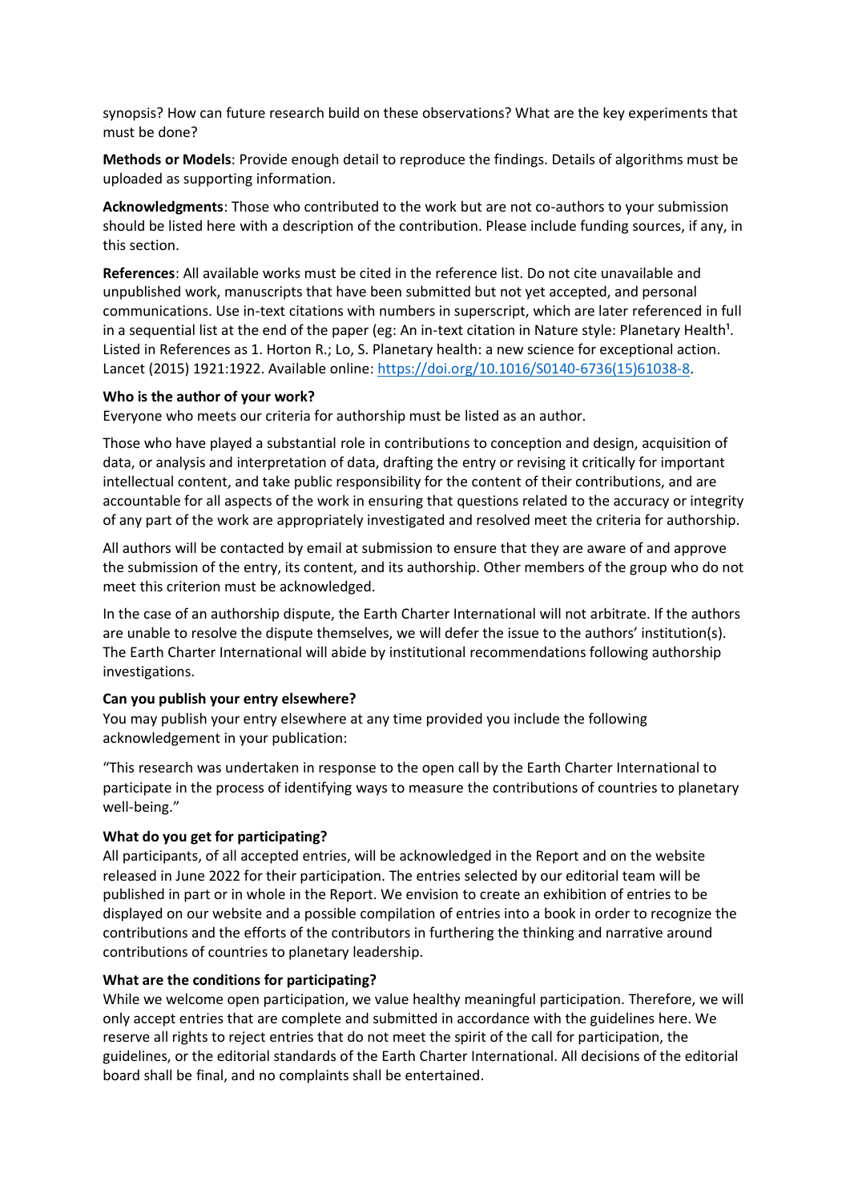synopsis? How can future research build on these observations? What are the key experiments that must be done?

**Methods or Models**: Provide enough detail to reproduce the findings. Details of algorithms must be uploaded as supporting information.

**Acknowledgments**: Those who contributed to the work but are not co-authors to your submission should be listed here with a description of the contribution. Please include funding sources, if any, in this section.

**References**: All available works must be cited in the reference list. Do not cite unavailable and unpublished work, manuscripts that have been submitted but not yet accepted, and personal communications. Use in-text citations with numbers in superscript, which are later referenced in full in a sequential list at the end of the paper (eg: An in-text citation in Nature style: Planetary Health[1]. Listed in References as 1. Horton R.; Lo, S. Planetary health: a new science for exceptional action. Lancet (2015) 1921:1922. Available online: https://doi.org/10.1016/S0140-6736(15)61038-8.

**Who is the author of your work?**
Everyone who meets our criteria for authorship must be listed as an author.

Those who have played a substantial role in contributions to conception and design, acquisition of data, or analysis and interpretation of data, drafting the entry or revising it critically for important intellectual content, and take public responsibility for the content of their contributions, and are accountable for all aspects of the work in ensuring that questions related to the accuracy or integrity of any part of the work are appropriately investigated and resolved meet the criteria for authorship.

All authors will be contacted by email at submission to ensure that they are aware of and approve the submission of the entry, its content, and its authorship. Other members of the group who do not meet this criterion must be acknowledged.

In the case of an authorship dispute, the Earth Charter International will not arbitrate. If the authors are unable to resolve the dispute themselves, we will defer the issue to the authors' institution(s). The Earth Charter International will abide by institutional recommendations following authorship investigations.

**Can you publish your entry elsewhere?**
You may publish your entry elsewhere at any time provided you include the following acknowledgement in your publication:

"This research was undertaken in response to the open call by the Earth Charter International to participate in the process of identifying ways to measure the contributions of countries to planetary well-being."

**What do you get for participating?**
All participants, of all accepted entries, will be acknowledged in the Report and on the website released in June 2022 for their participation. The entries selected by our editorial team will be published in part or in whole in the Report. We envision to create an exhibition of entries to be displayed on our website and a possible compilation of entries into a book in order to recognize the contributions and the efforts of the contributors in furthering the thinking and narrative around contributions of countries to planetary leadership.

**What are the conditions for participating?**
While we welcome open participation, we value healthy meaningful participation. Therefore, we will only accept entries that are complete and submitted in accordance with the guidelines here. We reserve all rights to reject entries that do not meet the spirit of the call for participation, the guidelines, or the editorial standards of the Earth Charter International. All decisions of the editorial board shall be final, and no complaints shall be entertained.